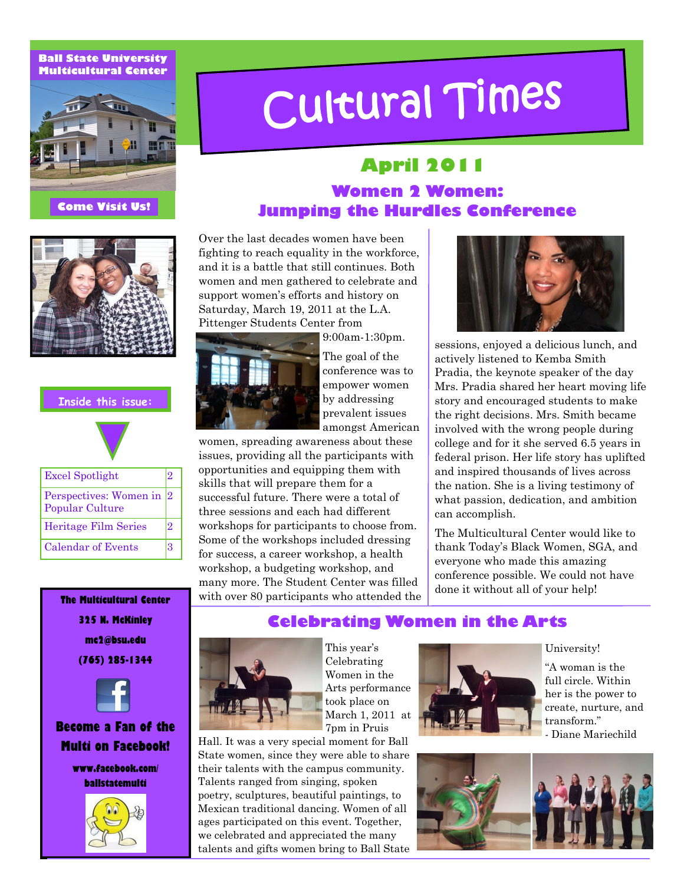**Ball State University Multicultural Center**

**Come Visit Us!**

# Cultural Times

## April 2011

## Women 2 Women: Jumping the Hurdles Conference

Over the last decades women have been fighting to reach equality in the workforce, and it is a battle that still continues. Both women and men gathered to celebrate and support women's efforts and history on Saturday, March 19, 2011 at the L.A. Pittenger Students Center from 9:00am-1:30pm. The goal of the conference was to empower women by addressing prevalent issues amongst American women, spreading awareness about these issues, providing all the participants with opportunities and equipping them with skills that will prepare them for a successful future. There were a total of three sessions and each had different workshops for participants to choose from. Some of the workshops included dressing for success, a career workshop, a health workshop, a budgeting workshop, and many more. The Student Center was filled with over 80 participants who attended the sessions, enjoyed a delicious lunch, and actively listened to Kemba Smith Pradia, the keynote speaker of the day Mrs. Pradia shared her heart moving life story and encouraged students to make the right decisions. Mrs. Smith became involved with the wrong people during college and for it she served 6.5 years in federal prison. Her life story has uplifted and inspired thousands of lives across the nation. She is a living testimony of what passion, dedication, and ambition can accomplish.

The Multicultural Center would like to thank Today's Black Women, SGA, and everyone who made this amazing conference possible. We could not have done it without all of your help!

**Inside this issue:**

| | |
|---|---|
| Excel Spotlight | 2 |
| Perspectives: Women in Popular Culture | 2 |
| Heritage Film Series | 2 |
| Calendar of Events | 3 |

## Celebrating Women in the Arts

This year's Celebrating Women in the Arts performance took place on March 1, 2011 at 7pm in Pruis Hall. It was a very special moment for Ball State women, since they were able to share their talents with the campus community. Talents ranged from singing, spoken poetry, sculptures, beautiful paintings, to Mexican traditional dancing. Women of all ages participated on this event. Together, we celebrated and appreciated the many talents and gifts women bring to Ball State University!

"A woman is the full circle. Within her is the power to create, nurture, and transform."
- Diane Mariechild

**The Multicultural Center**
**325 N. McKinley**
**mc2@bsu.edu**
**(765) 285-1344**

**Become a Fan of the Multi on Facebook!**

**www.facebook.com/ballstatemulti**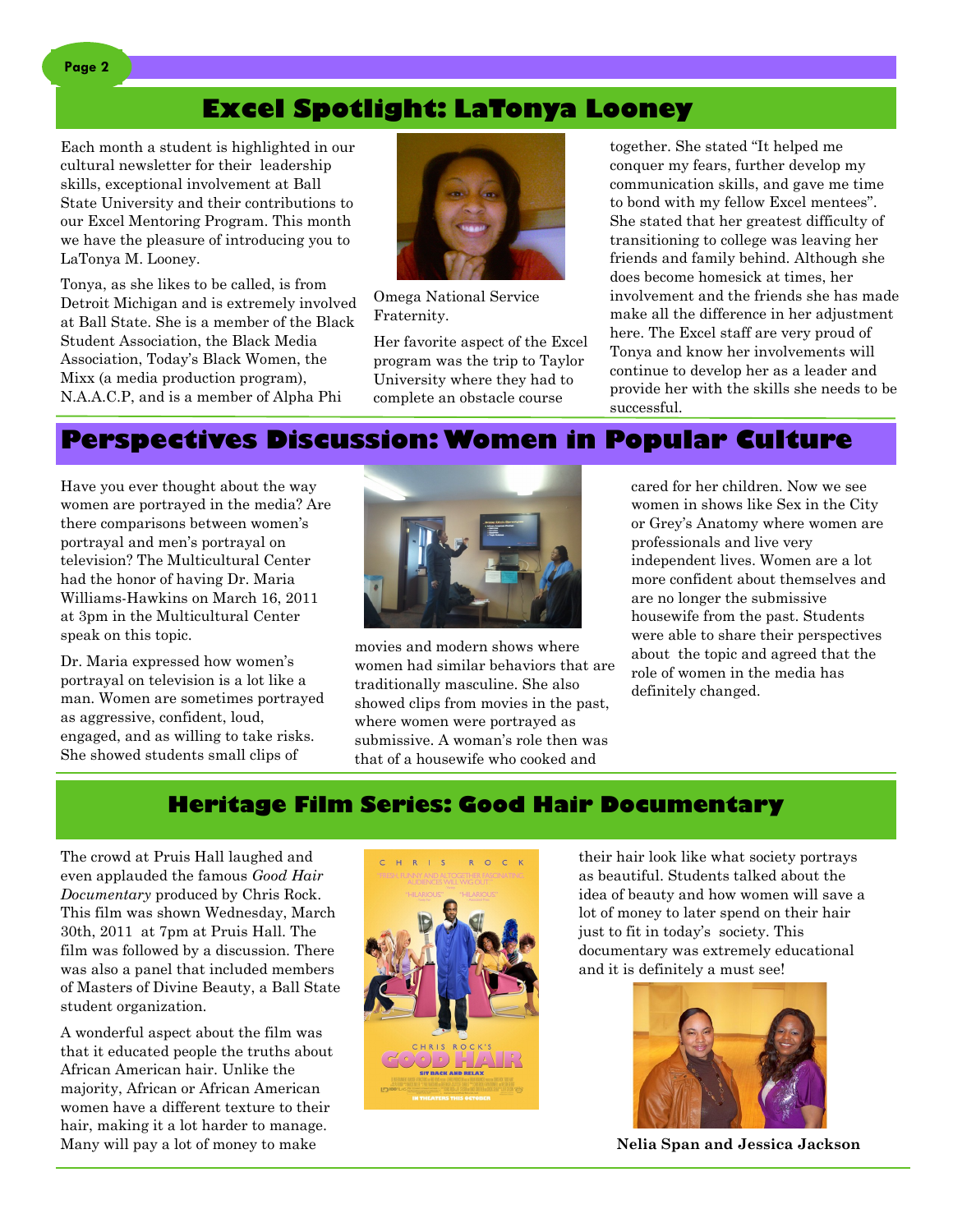## Excel Spotlight: LaTonya Looney

Each month a student is highlighted in our cultural newsletter for their leadership skills, exceptional involvement at Ball State University and their contributions to our Excel Mentoring Program. This month we have the pleasure of introducing you to LaTonya M. Looney.

Tonya, as she likes to be called, is from Detroit Michigan and is extremely involved at Ball State. She is a member of the Black Student Association, the Black Media Association, Today's Black Women, the Mixx (a media production program), N.A.A.C.P, and is a member of Alpha Phi Omega National Service Fraternity.

Her favorite aspect of the Excel program was the trip to Taylor University where they had to complete an obstacle course together. She stated "It helped me conquer my fears, further develop my communication skills, and gave me time to bond with my fellow Excel mentees". She stated that her greatest difficulty of transitioning to college was leaving her friends and family behind. Although she does become homesick at times, her involvement and the friends she has made make all the difference in her adjustment here. The Excel staff are very proud of Tonya and know her involvements will continue to develop her as a leader and provide her with the skills she needs to be successful.

## Perspectives Discussion: Women in Popular Culture

Have you ever thought about the way women are portrayed in the media? Are there comparisons between women's portrayal and men's portrayal on television? The Multicultural Center had the honor of having Dr. Maria Williams-Hawkins on March 16, 2011 at 3pm in the Multicultural Center speak on this topic.

Dr. Maria expressed how women's portrayal on television is a lot like a man. Women are sometimes portrayed as aggressive, confident, loud, engaged, and as willing to take risks. She showed students small clips of movies and modern shows where women had similar behaviors that are traditionally masculine. She also showed clips from movies in the past, where women were portrayed as submissive. A woman's role then was that of a housewife who cooked and cared for her children. Now we see women in shows like Sex in the City or Grey's Anatomy where women are professionals and live very independent lives. Women are a lot more confident about themselves and are no longer the submissive housewife from the past. Students were able to share their perspectives about the topic and agreed that the role of women in the media has definitely changed.

## Heritage Film Series: Good Hair Documentary

The crowd at Pruis Hall laughed and even applauded the famous *Good Hair Documentary* produced by Chris Rock. This film was shown Wednesday, March 30th, 2011 at 7pm at Pruis Hall. The film was followed by a discussion. There was also a panel that included members of Masters of Divine Beauty, a Ball State student organization.

A wonderful aspect about the film was that it educated people the truths about African American hair. Unlike the majority, African or African American women have a different texture to their hair, making it a lot harder to manage. Many will pay a lot of money to make their hair look like what society portrays as beautiful. Students talked about the idea of beauty and how women will save a lot of money to later spend on their hair just to fit in today's society. This documentary was extremely educational and it is definitely a must see!

**Nelia Span and Jessica Jackson**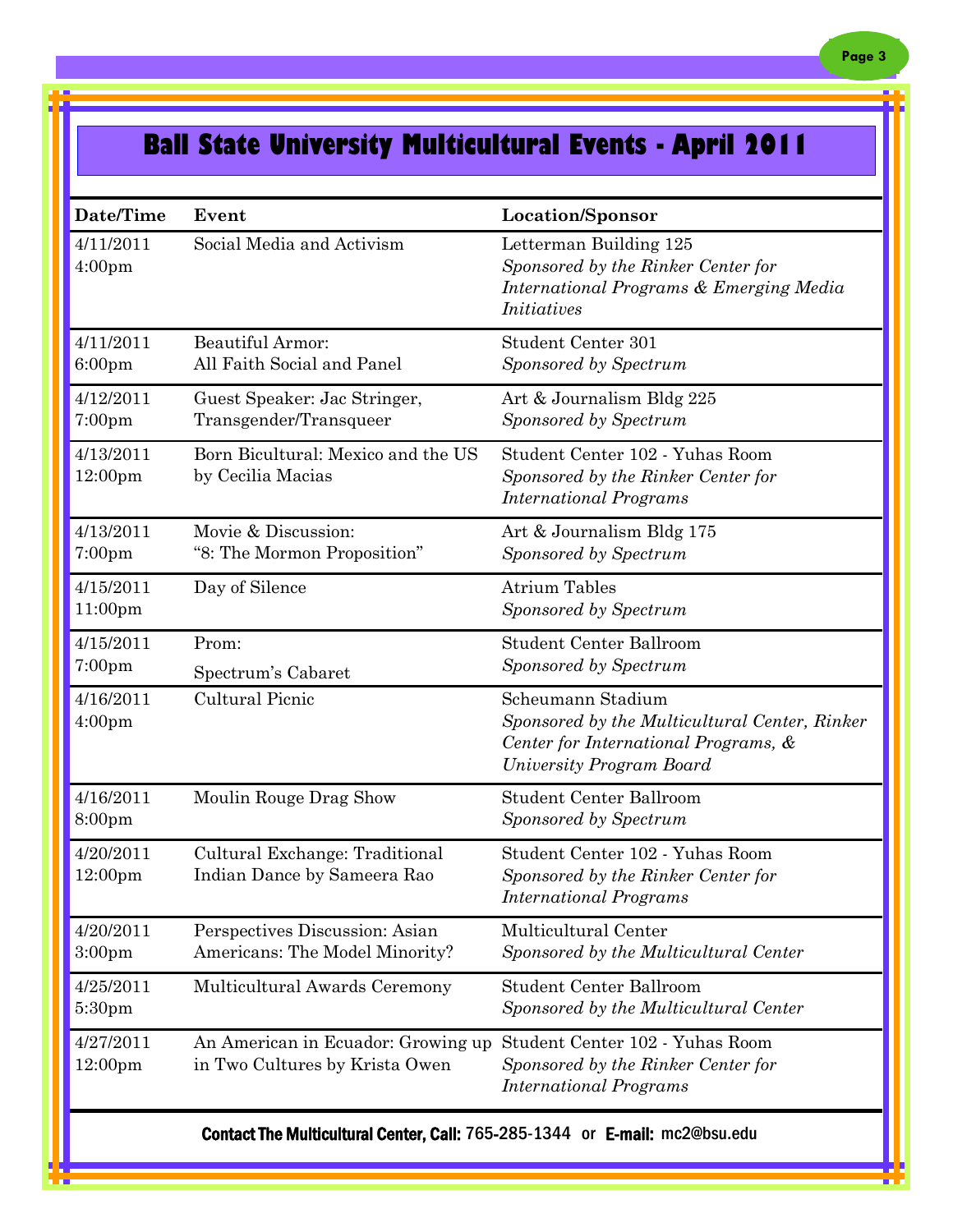# Ball State University Multicultural Events - April 2011

| Date/Time | Event | Location/Sponsor |
|---|---|---|
| 4/11/2011 4:00pm | Social Media and Activism | Letterman Building 125 *Sponsored by the Rinker Center for International Programs & Emerging Media Initiatives* |
| 4/11/2011 6:00pm | Beautiful Armor: All Faith Social and Panel | Student Center 301 *Sponsored by Spectrum* |
| 4/12/2011 7:00pm | Guest Speaker: Jac Stringer, Transgender/Transqueer | Art & Journalism Bldg 225 *Sponsored by Spectrum* |
| 4/13/2011 12:00pm | Born Bicultural: Mexico and the US by Cecilia Macias | Student Center 102 - Yuhas Room *Sponsored by the Rinker Center for International Programs* |
| 4/13/2011 7:00pm | Movie & Discussion: "8: The Mormon Proposition" | Art & Journalism Bldg 175 *Sponsored by Spectrum* |
| 4/15/2011 11:00pm | Day of Silence | Atrium Tables *Sponsored by Spectrum* |
| 4/15/2011 7:00pm | Prom: Spectrum's Cabaret | Student Center Ballroom *Sponsored by Spectrum* |
| 4/16/2011 4:00pm | Cultural Picnic | Scheumann Stadium *Sponsored by the Multicultural Center, Rinker Center for International Programs, & University Program Board* |
| 4/16/2011 8:00pm | Moulin Rouge Drag Show | Student Center Ballroom *Sponsored by Spectrum* |
| 4/20/2011 12:00pm | Cultural Exchange: Traditional Indian Dance by Sameera Rao | Student Center 102 - Yuhas Room *Sponsored by the Rinker Center for International Programs* |
| 4/20/2011 3:00pm | Perspectives Discussion: Asian Americans: The Model Minority? | Multicultural Center *Sponsored by the Multicultural Center* |
| 4/25/2011 5:30pm | Multicultural Awards Ceremony | Student Center Ballroom *Sponsored by the Multicultural Center* |
| 4/27/2011 12:00pm | An American in Ecuador: Growing up in Two Cultures by Krista Owen | Student Center 102 - Yuhas Room *Sponsored by the Rinker Center for International Programs* |

**Contact The Multicultural Center, Call:** 765-285-1344 or **E-mail:** mc2@bsu.edu